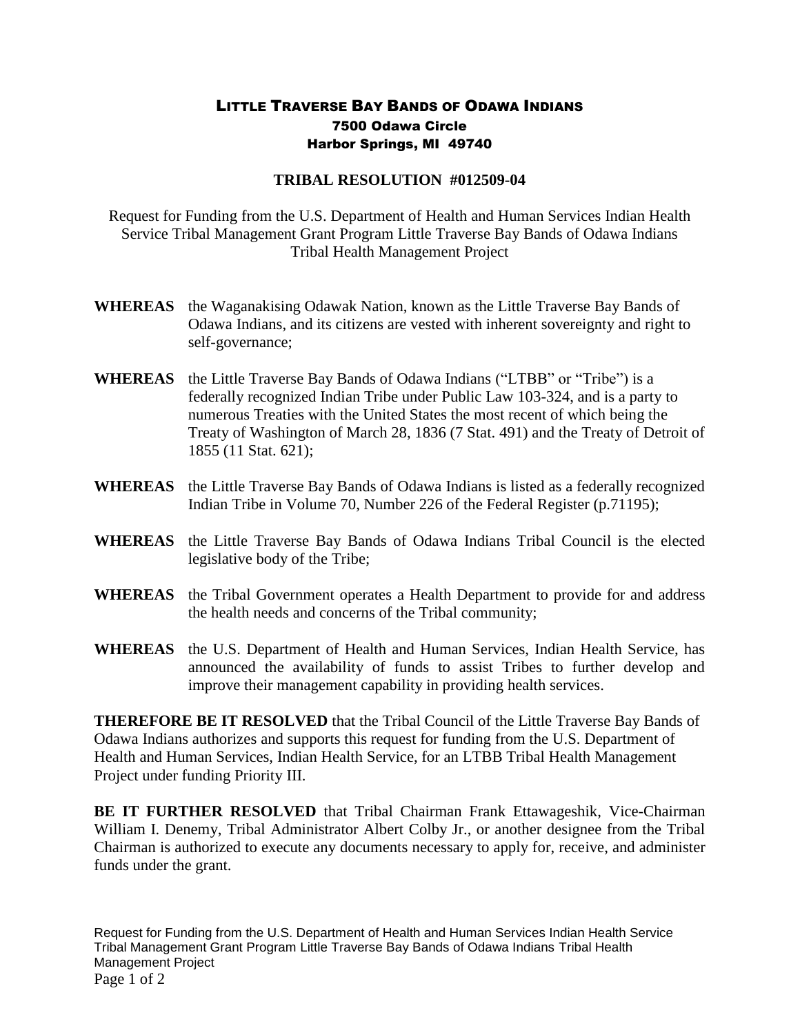# LITTLE TRAVERSE BAY BANDS OF ODAWA INDIANS

**7500 Odawa Circle**
**Harbor Springs, MI 49740**

## TRIBAL RESOLUTION #012509-04

Request for Funding from the U.S. Department of Health and Human Services Indian Health Service Tribal Management Grant Program Little Traverse Bay Bands of Odawa Indians Tribal Health Management Project

**WHEREAS** the Waganakising Odawak Nation, known as the Little Traverse Bay Bands of Odawa Indians, and its citizens are vested with inherent sovereignty and right to self-governance;

**WHEREAS** the Little Traverse Bay Bands of Odawa Indians ("LTBB" or "Tribe") is a federally recognized Indian Tribe under Public Law 103-324, and is a party to numerous Treaties with the United States the most recent of which being the Treaty of Washington of March 28, 1836 (7 Stat. 491) and the Treaty of Detroit of 1855 (11 Stat. 621);

**WHEREAS** the Little Traverse Bay Bands of Odawa Indians is listed as a federally recognized Indian Tribe in Volume 70, Number 226 of the Federal Register (p.71195);

**WHEREAS** the Little Traverse Bay Bands of Odawa Indians Tribal Council is the elected legislative body of the Tribe;

**WHEREAS** the Tribal Government operates a Health Department to provide for and address the health needs and concerns of the Tribal community;

**WHEREAS** the U.S. Department of Health and Human Services, Indian Health Service, has announced the availability of funds to assist Tribes to further develop and improve their management capability in providing health services.

**THEREFORE BE IT RESOLVED** that the Tribal Council of the Little Traverse Bay Bands of Odawa Indians authorizes and supports this request for funding from the U.S. Department of Health and Human Services, Indian Health Service, for an LTBB Tribal Health Management Project under funding Priority III.

**BE IT FURTHER RESOLVED** that Tribal Chairman Frank Ettawageshik, Vice-Chairman William I. Denemy, Tribal Administrator Albert Colby Jr., or another designee from the Tribal Chairman is authorized to execute any documents necessary to apply for, receive, and administer funds under the grant.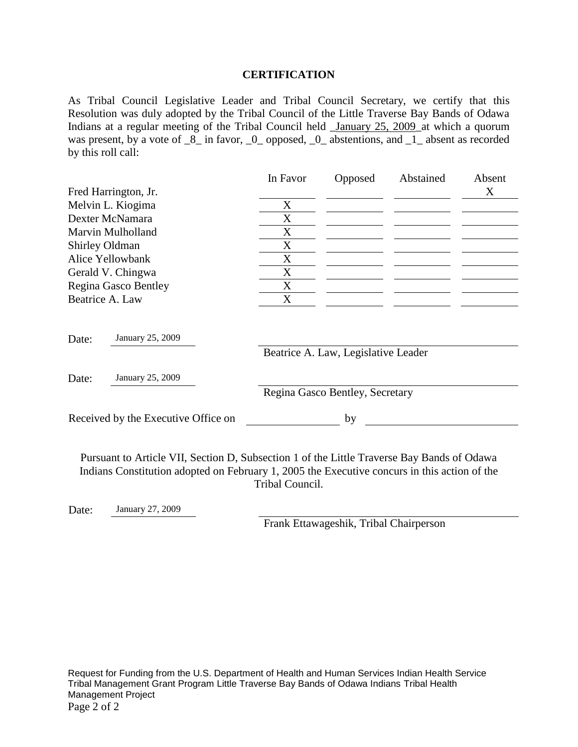**CERTIFICATION**

As Tribal Council Legislative Leader and Tribal Council Secretary, we certify that this Resolution was duly adopted by the Tribal Council of the Little Traverse Bay Bands of Odawa Indians at a regular meeting of the Tribal Council held _January 25, 2009_at which a quorum was present, by a vote of _8_ in favor, _0_ opposed, _0_ abstentions, and _1_ absent as recorded by this roll call:

| | In Favor | Opposed | Abstained | Absent |
|---|---|---|---|---|
| Fred Harrington, Jr. | | | | X |
| Melvin L. Kiogima | X | | | |
| Dexter McNamara | X | | | |
| Marvin Mulholland | X | | | |
| Shirley Oldman | X | | | |
| Alice Yellowbank | X | | | |
| Gerald V. Chingwa | X | | | |
| Regina Gasco Bentley | X | | | |
| Beatrice A. Law | X | | | |

Date: January 25, 2009 ______________________________
Beatrice A. Law, Legislative Leader

Date: January 25, 2009 ______________________________
Regina Gasco Bentley, Secretary

Received by the Executive Office on ______________ by ______________________

Pursuant to Article VII, Section D, Subsection 1 of the Little Traverse Bay Bands of Odawa Indians Constitution adopted on February 1, 2005 the Executive concurs in this action of the Tribal Council.

Date: January 27, 2009 ______________________________
Frank Ettawageshik, Tribal Chairperson

Request for Funding from the U.S. Department of Health and Human Services Indian Health Service Tribal Management Grant Program Little Traverse Bay Bands of Odawa Indians Tribal Health Management Project